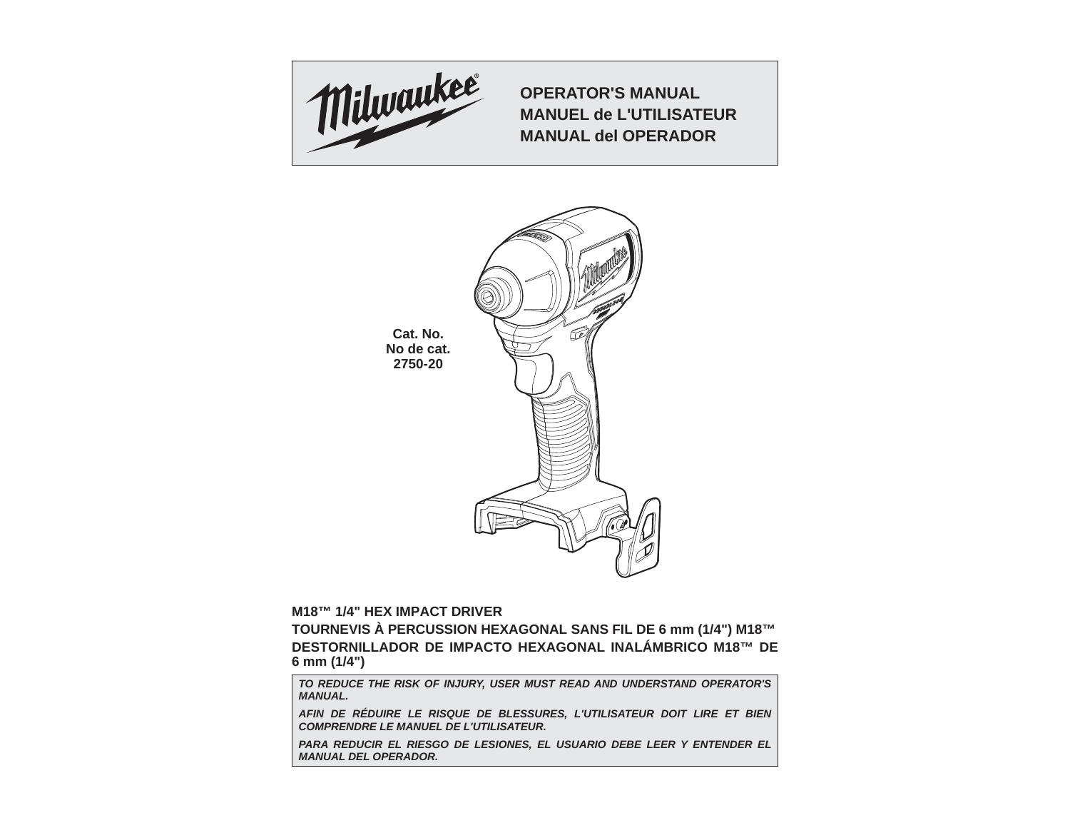Milwaukee

# OPERATOR'S MANUAL
# MANUEL de L'UTILISATEUR
# MANUAL del OPERADOR

**Cat. No.**
**No de cat.**
**2750-20**

**M18™ 1/4" HEX IMPACT DRIVER**

**TOURNEVIS À PERCUSSION HEXAGONAL SANS FIL DE 6 mm (1/4") M18™**

**DESTORNILLADOR DE IMPACTO HEXAGONAL INALÁMBRICO M18™ DE 6 mm (1/4")**

***TO REDUCE THE RISK OF INJURY, USER MUST READ AND UNDERSTAND OPERATOR'S MANUAL.***

***AFIN DE RÉDUIRE LE RISQUE DE BLESSURES, L'UTILISATEUR DOIT LIRE ET BIEN COMPRENDRE LE MANUEL DE L'UTILISATEUR.***

***PARA REDUCIR EL RIESGO DE LESIONES, EL USUARIO DEBE LEER Y ENTENDER EL MANUAL DEL OPERADOR.***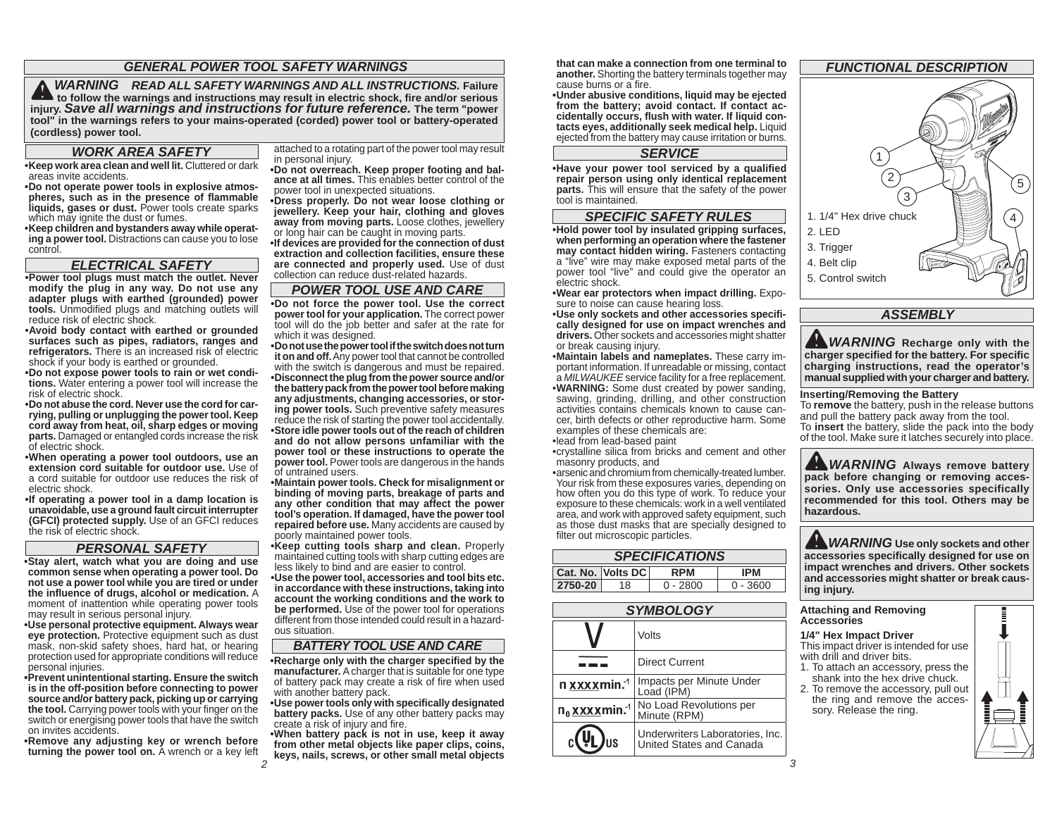## GENERAL POWER TOOL SAFETY WARNINGS

**⚠ *WARNING* *READ ALL SAFETY WARNINGS AND ALL INSTRUCTIONS.* Failure to follow the warnings and instructions may result in electric shock, fire and/or serious injury. *Save all warnings and instructions for future reference.* The term "power tool" in the warnings refers to your mains-operated (corded) power tool or battery-operated (cordless) power tool.**

### WORK AREA SAFETY

- **Keep work area clean and well lit.** Cluttered or dark areas invite accidents.
- **Do not operate power tools in explosive atmospheres, such as in the presence of flammable liquids, gases or dust.** Power tools create sparks which may ignite the dust or fumes.
- **Keep children and bystanders away while operating a power tool.** Distractions can cause you to lose control.

### ELECTRICAL SAFETY

- **Power tool plugs must match the outlet. Never modify the plug in any way. Do not use any adapter plugs with earthed (grounded) power tools.** Unmodified plugs and matching outlets will reduce risk of electric shock.
- **Avoid body contact with earthed or grounded surfaces such as pipes, radiators, ranges and refrigerators.** There is an increased risk of electric shock if your body is earthed or grounded.
- **Do not expose power tools to rain or wet conditions.** Water entering a power tool will increase the risk of electric shock.
- **Do not abuse the cord. Never use the cord for carrying, pulling or unplugging the power tool. Keep cord away from heat, oil, sharp edges or moving parts.** Damaged or entangled cords increase the risk of electric shock.
- **When operating a power tool outdoors, use an extension cord suitable for outdoor use.** Use of a cord suitable for outdoor use reduces the risk of electric shock.
- **If operating a power tool in a damp location is unavoidable, use a ground fault circuit interrupter (GFCI) protected supply.** Use of an GFCI reduces the risk of electric shock.

### PERSONAL SAFETY

- **Stay alert, watch what you are doing and use common sense when operating a power tool. Do not use a power tool while you are tired or under the influence of drugs, alcohol or medication.** A moment of inattention while operating power tools may result in serious personal injury.
- **Use personal protective equipment. Always wear eye protection.** Protective equipment such as dust mask, non-skid safety shoes, hard hat, or hearing protection used for appropriate conditions will reduce personal injuries.
- **Prevent unintentional starting. Ensure the switch is in the off-position before connecting to power source and/or battery pack, picking up or carrying the tool.** Carrying power tools with your finger on the switch or energising power tools that have the switch on invites accidents.
- **Remove any adjusting key or wrench before turning the power tool on.** A wrench or a key left attached to a rotating part of the power tool may result in personal injury.
- **Do not overreach. Keep proper footing and balance at all times.** This enables better control of the power tool in unexpected situations.
- **Dress properly. Do not wear loose clothing or jewellery. Keep your hair, clothing and gloves away from moving parts.** Loose clothes, jewellery or long hair can be caught in moving parts.
- **If devices are provided for the connection of dust extraction and collection facilities, ensure these are connected and properly used.** Use of dust collection can reduce dust-related hazards.

### POWER TOOL USE AND CARE

- **Do not force the power tool. Use the correct power tool for your application.** The correct power tool will do the job better and safer at the rate for which it was designed.
- **Do not use the power tool if the switch does not turn it on and off.** Any power tool that cannot be controlled with the switch is dangerous and must be repaired.
- **Disconnect the plug from the power source and/or the battery pack from the power tool before making any adjustments, changing accessories, or storing power tools.** Such preventive safety measures reduce the risk of starting the power tool accidentally.
- **Store idle power tools out of the reach of children and do not allow persons unfamiliar with the power tool or these instructions to operate the power tool.** Power tools are dangerous in the hands of untrained users.
- **Maintain power tools. Check for misalignment or binding of moving parts, breakage of parts and any other condition that may affect the power tool's operation. If damaged, have the power tool repaired before use.** Many accidents are caused by poorly maintained power tools.
- **Keep cutting tools sharp and clean.** Properly maintained cutting tools with sharp cutting edges are less likely to bind and are easier to control.
- **Use the power tool, accessories and tool bits etc. in accordance with these instructions, taking into account the working conditions and the work to be performed.** Use of the power tool for operations different from those intended could result in a hazardous situation.

### BATTERY TOOL USE AND CARE

- **Recharge only with the charger specified by the manufacturer.** A charger that is suitable for one type of battery pack may create a risk of fire when used with another battery pack.
- **Use power tools only with specifically designated battery packs.** Use of any other battery packs may create a risk of injury and fire.
- **When battery pack is not in use, keep it away from other metal objects like paper clips, coins, keys, nails, screws, or other small metal objects that can make a connection from one terminal to another.** Shorting the battery terminals together may cause burns or a fire.
- **Under abusive conditions, liquid may be ejected from the battery; avoid contact. If contact accidentally occurs, flush with water. If liquid contacts eyes, additionally seek medical help.** Liquid ejected from the battery may cause irritation or burns.

### SERVICE

- **Have your power tool serviced by a qualified repair person using only identical replacement parts.** This will ensure that the safety of the power tool is maintained.

### SPECIFIC SAFETY RULES

- **Hold power tool by insulated gripping surfaces, when performing an operation where the fastener may contact hidden wiring.** Fasteners contacting a "live" wire may make exposed metal parts of the power tool "live" and could give the operator an electric shock.
- **Wear ear protectors when impact drilling.** Exposure to noise can cause hearing loss.
- **Use only sockets and other accessories specifically designed for use on impact wrenches and drivers.** Other sockets and accessories might shatter or break causing injury.
- **Maintain labels and nameplates.** These carry important information. If unreadable or missing, contact a *MILWAUKEE* service facility for a free replacement.
- **WARNING:** Some dust created by power sanding, sawing, grinding, drilling, and other construction activities contains chemicals known to cause cancer, birth defects or other reproductive harm. Some examples of these chemicals are:
- lead from lead-based paint
- crystalline silica from bricks and cement and other masonry products, and
- arsenic and chromium from chemically-treated lumber.

Your risk from these exposures varies, depending on how often you do this type of work. To reduce your exposure to these chemicals: work in a well ventilated area, and work with approved safety equipment, such as those dust masks that are specially designed to filter out microscopic particles.

### SPECIFICATIONS

| Cat. No. | Volts DC | RPM | IPM |
|---|---|---|---|
| 2750-20 | 18 | 0 - 2800 | 0 - 3600 |

### SYMBOLOGY

| | |
|---|---|
| V | Volts |
| ⎓ | Direct Current |
| n xxxxmin.$^{-1}$ | Impacts per Minute Under Load (IPM) |
| $n_0$ xxxxmin.$^{-1}$ | No Load Revolutions per Minute (RPM) |
| c UL us | Underwriters Laboratories, Inc. United States and Canada |

### FUNCTIONAL DESCRIPTION

1. 1/4" Hex drive chuck
2. LED
3. Trigger
4. Belt clip
5. Control switch

### ASSEMBLY

**⚠ *WARNING* Recharge only with the charger specified for the battery. For specific charging instructions, read the operator's manual supplied with your charger and battery.**

**Inserting/Removing the Battery**

To **remove** the battery, push in the release buttons and pull the battery pack away from the tool.

To **insert** the battery, slide the pack into the body of the tool. Make sure it latches securely into place.

**⚠ *WARNING* Always remove battery pack before changing or removing accessories. Only use accessories specifically recommended for this tool. Others may be hazardous.**

**⚠ *WARNING* Use only sockets and other accessories specifically designed for use on impact wrenches and drivers. Other sockets and accessories might shatter or break causing injury.**

**Attaching and Removing Accessories**

**1/4" Hex Impact Driver**

This impact driver is intended for use with drill and driver bits.

1. To attach an accessory, press the shank into the hex drive chuck.
2. To remove the accessory, pull out the ring and remove the accessory. Release the ring.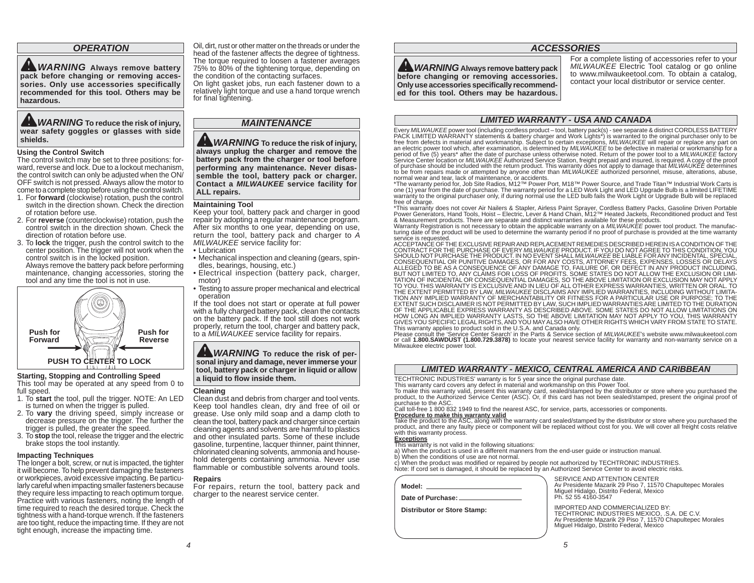## OPERATION

**WARNING Always remove battery pack before changing or removing accessories. Only use accessories specifically recommended for this tool. Others may be hazardous.**

**WARNING To reduce the risk of injury, wear safety goggles or glasses with side shields.**

### Using the Control Switch

The control switch may be set to three positions: forward, reverse and lock. Due to a lockout mechanism, the control switch can only be adjusted when the ON/OFF switch is not pressed. Always allow the motor to come to a complete stop before using the control switch.

1. For **forward** (clockwise) rotation, push the control switch in the direction shown. Check the direction of rotation before use.
2. For **reverse** (counterclockwise) rotation, push the control switch in the direction shown. Check the direction of rotation before use.
3. To **lock** the trigger, push the control switch to the center position. The trigger will not work when the control switch is in the locked position.
   Always remove the battery pack before performing maintenance, changing accessories, storing the tool and any time the tool is not in use.

Push for Forward — Push for Reverse — PUSH TO CENTER TO LOCK

### Starting, Stopping and Controlling Speed

This tool may be operated at any speed from 0 to full speed.

1. To **start** the tool, pull the trigger. NOTE: An LED is turned on when the trigger is pulled.
2. To **vary** the driving speed, simply increase or decrease pressure on the trigger. The further the trigger is pulled, the greater the speed.
3. To **stop** the tool, release the trigger and the electric brake stops the tool instantly.

### Impacting Techniques

The longer a bolt, screw, or nut is impacted, the tighter it will become. To help prevent damaging the fasteners or workpieces, avoid excessive impacting. Be particularly careful when impacting smaller fasteners because they require less impacting to reach optimum torque. Practice with various fasteners, noting the length of time required to reach the desired torque. Check the tightness with a hand-torque wrench. If the fasteners are too tight, reduce the impacting time. If they are not tight enough, increase the impacting time.

Oil, dirt, rust or other matter on the threads or under the head of the fastener affects the degree of tightness. The torque required to loosen a fastener averages 75% to 80% of the tightening torque, depending on the condition of the contacting surfaces.

On light gasket jobs, run each fastener down to a relatively light torque and use a hand torque wrench for final tightening.

## MAINTENANCE

**WARNING To reduce the risk of injury, always unplug the charger and remove the battery pack from the charger or tool before performing any maintenance. Never disassemble the tool, battery pack or charger. Contact a *MILWAUKEE* service facility for ALL repairs.**

### Maintaining Tool

Keep your tool, battery pack and charger in good repair by adopting a regular maintenance program. After six months to one year, depending on use, return the tool, battery pack and charger to *A MILWAUKEE* service facility for:

- Lubrication
- Mechanical inspection and cleaning (gears, spindles, bearings, housing, etc.)
- Electrical inspection (battery pack, charger, motor)
- Testing to assure proper mechanical and electrical operation

If the tool does not start or operate at full power with a fully charged battery pack, clean the contacts on the battery pack. If the tool still does not work properly, return the tool, charger and battery pack, to a *MILWAUKEE* service facility for repairs.

**WARNING To reduce the risk of personal injury and damage, never immerse your tool, battery pack or charger in liquid or allow a liquid to flow inside them.**

### Cleaning

Clean dust and debris from charger and tool vents. Keep tool handles clean, dry and free of oil or grease. Use only mild soap and a damp cloth to clean the tool, battery pack and charger since certain cleaning agents and solvents are harmful to plastics and other insulated parts. Some of these include gasoline, turpentine, lacquer thinner, paint thinner, chlorinated cleaning solvents, ammonia and household detergents containing ammonia. Never use flammable or combustible solvents around tools.

### Repairs

For repairs, return the tool, battery pack and charger to the nearest service center.

## ACCESSORIES

**WARNING Always remove battery pack before changing or removing accessories. Only use accessories specifically recommended for this tool. Others may be hazardous.**

For a complete listing of accessories refer to your *MILWAUKEE* Electric Tool catalog or go online to www.milwaukeetool.com. To obtain a catalog, contact your local distributor or service center.

## LIMITED WARRANTY - USA AND CANADA

Every *MILWAUKEE* power tool (including cordless product – tool, battery pack(s) - see separate & distinct CORDLESS BATTERY PACK LIMITED WARRANTY statements & battery charger and Work Lights*) is warranted to the original purchaser only to be free from defects in material and workmanship. Subject to certain exceptions, *MILWAUKEE* will repair or replace any part on an electric power tool which, after examination, is determined by *MILWAUKEE* to be defective in material or workmanship for a period of five (5) years* after the date of purchase unless otherwise noted. Return of the power tool to a *MILWAUKEE* factory Service Center location or *MILWAUKEE* Authorized Service Station, freight prepaid and insured, is required. A copy of the proof of purchase should be included with the return product. This warranty does not apply to damage that *MILWAUKEE* determines to be from repairs made or attempted by anyone other than *MILWAUKEE* authorized personnel, misuse, alterations, abuse, normal wear and tear, lack of maintenance, or accidents.

*The warranty period for, Job Site Radios, M12™ Power Port, M18™ Power Source, and Trade Titan™ Industrial Work Carts is one (1) year from the date of purchase. The warranty period for a LED Work Light and LED Upgrade Bulb is a limited LIFETIME warranty to the original purchaser only, if during normal use the LED bulb fails the Work Light or Upgrade Bulb will be replaced free of charge.

*This warranty does not cover Air Nailers & Stapler, Airless Paint Sprayer, Cordless Battery Packs, Gasoline Driven Portable Power Generators, Hand Tools, Hoist – Electric, Lever & Hand Chain, M12™ Heated Jackets, Reconditioned product and Test & Measurement products. There are separate and distinct warranties available for these products.

Warranty Registration is not necessary to obtain the applicable warranty on a *MILWAUKEE* power tool product. The manufacturing date of the product will be used to determine the warranty period if no proof of purchase is provided at the time warranty service is requested.

ACCEPTANCE OF THE EXCLUSIVE REPAIR AND REPLACEMENT REMEDIES DESCRIBED HEREIN IS A CONDITION OF THE CONTRACT FOR THE PURCHASE OF EVERY *MILWAUKEE* PRODUCT. IF YOU DO NOT AGREE TO THIS CONDITION, YOU SHOULD NOT PURCHASE THE PRODUCT. IN NO EVENT SHALL *MILWAUKEE* BE LIABLE FOR ANY INCIDENTAL, SPECIAL, CONSEQUENTIAL OR PUNITIVE DAMAGES, OR FOR ANY COSTS, ATTORNEY FEES, EXPENSES, LOSSES OR DELAYS ALLEGED TO BE AS A CONSEQUENCE OF ANY DAMAGE TO, FAILURE OF, OR DEFECT IN ANY PRODUCT INCLUDING, BUT NOT LIMITED TO, ANY CLAIMS FOR LOSS OF PROFITS. SOME STATES DO NOT ALLOW THE EXCLUSION OR LIMITATION OF INCIDENTAL OR CONSEQUENTIAL DAMAGES, SO THE ABOVE LIMITATION OR EXCLUSION MAY NOT APPLY TO YOU. THIS WARRANTY IS EXCLUSIVE AND IN LIEU OF ALL OTHER EXPRESS WARRANTIES, WRITTEN OR ORAL. TO THE EXTENT PERMITTED BY LAW, *MILWAUKEE* DISCLAIMS ANY IMPLIED WARRANTIES, INCLUDING WITHOUT LIMITATION ANY IMPLIED WARRANTY OF MERCHANTABILITY OR FITNESS FOR A PARTICULAR USE OR PURPOSE; TO THE EXTENT SUCH DISCLAIMER IS NOT PERMITTED BY LAW, SUCH IMPLIED WARRANTIES ARE LIMITED TO THE DURATION OF THE APPLICABLE EXPRESS WARRANTY AS DESCRIBED ABOVE. SOME STATES DO NOT ALLOW LIMITATIONS ON HOW LONG AN IMPLIED WARRANTY LASTS, SO THE ABOVE LIMITATION MAY NOT APPLY TO YOU. THIS WARRANTY GIVES YOU SPECIFIC LEGAL RIGHTS, AND YOU MAY ALSO HAVE OTHER RIGHTS WHICH VARY FROM STATE TO STATE.

This warranty applies to product sold in the U.S.A. and Canada only.

Please consult the 'Service Center Search' in the Parts & Service section of *MILWAUKEE*'s website www.milwaukeetool.com or call **1.800.SAWDUST (1.800.729.3878)** to locate your nearest service facility for warranty and non-warranty service on a Milwaukee electric power tool.

## LIMITED WARRANTY - MEXICO, CENTRAL AMERICA AND CARIBBEAN

TECHTRONIC INDUSTRIES' warranty is for 5 year since the original purchase date.

This warranty card covers any defect in material and workmanship on this Power Tool.

To make this warranty valid, present this warranty card, sealed/stamped by the distributor or store where you purchased the product, to the Authorized Service Center (ASC). Or, if this card has not been sealed/stamped, present the original proof of purchase to the ASC.

Call toll-free 1 800 832 1949 to find the nearest ASC, for service, parts, accessories or components.

**Procedure to make this warranty valid**

Take the product to the ASC, along with the warranty card sealed/stamped by the distributor or store where you purchased the product, and there any faulty piece or component will be replaced without cost for you. We will cover all freight costs relative with this warranty process.

**Exceptions**

This warranty is not valid in the following situations:

a) When the product is used in a different manners from the end-user guide or instruction manual.
b) When the conditions of use are not normal.
c) When the product was modified or repaired by people not authorized by TECHTRONIC INDUSTRIES.

Note: If cord set is damaged, it should be replaced by an Authorized Service Center to avoid electric risks.

**Model:** ____________________

**Date of Purchase:** ____________________

**Distributor or Store Stamp:**

SERVICE AND ATTENTION CENTER
Av Presidente Mazarik 29 Piso 7, 11570 Chapultepec Morales
Miguel Hidalgo, Distrito Federal, Mexico
Ph. 52 55 4160-3547

IMPORTED AND COMMERCIALIZED BY:
TECHTRONIC INDUSTRIES MEXICO, .S.A. DE C.V.
Av Presidente Mazarik 29 Piso 7, 11570 Chapultepec Morales
Miguel Hidalgo, Distrito Federal, Mexico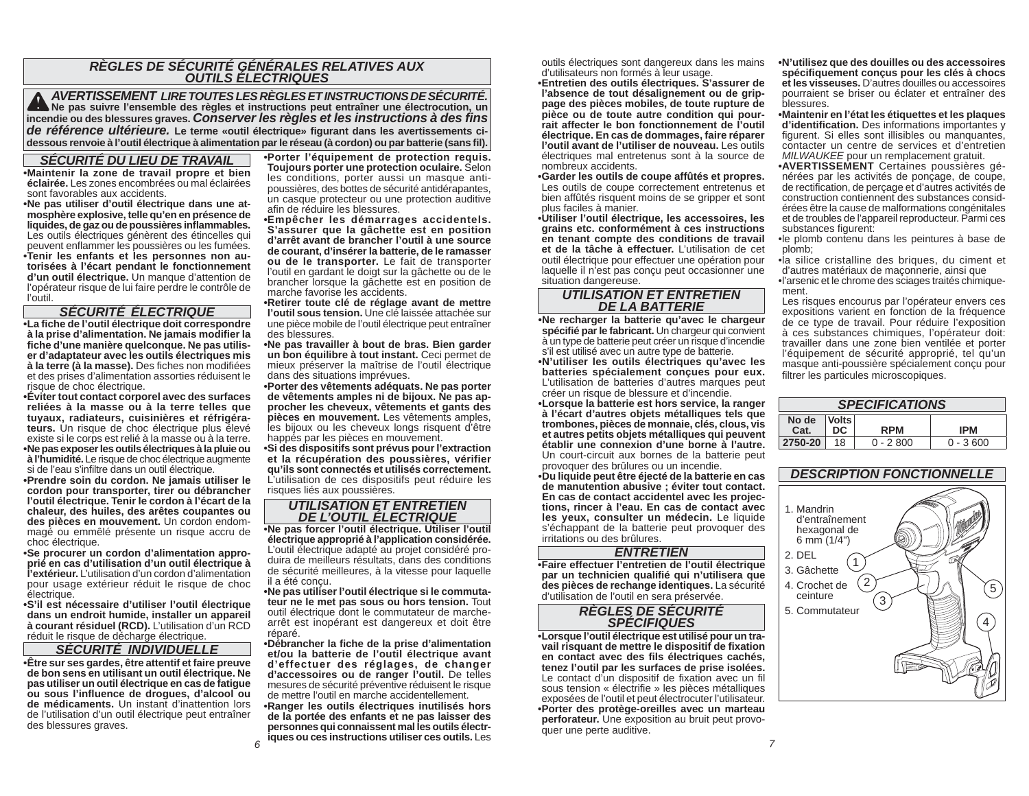## RÈGLES DE SÉCURITÉ GÉNÉRALES RELATIVES AUX OUTILS ÉLECTRIQUES

**⚠ AVERTISSEMENT** ***LIRE TOUTES LES RÈGLES ET INSTRUCTIONS DE SÉCURITÉ.*** **Ne pas suivre l'ensemble des règles et instructions peut entraîner une électrocution, un incendie ou des blessures graves.** ***Conserver les règles et les instructions à des fins de référence ultérieure.*** **Le terme «outil électrique» figurant dans les avertissements ci-dessous renvoie à l'outil électrique à alimentation par le réseau (à cordon) ou par batterie (sans fil).**

### SÉCURITÉ DU LIEU DE TRAVAIL

- **Maintenir la zone de travail propre et bien éclairée.** Les zones encombrées ou mal éclairées sont favorables aux accidents.
- **Ne pas utiliser d'outil électrique dans une atmosphère explosive, telle qu'en présence de liquides, de gaz ou de poussières inflammables.** Les outils électriques génèrent des étincelles qui peuvent enflammer les poussières ou les fumées.
- **Tenir les enfants et les personnes non autorisées à l'écart pendant le fonctionnement d'un outil électrique.** Un manque d'attention de l'opérateur risque de lui faire perdre le contrôle de l'outil.

### SÉCURITÉ ÉLECTRIQUE

- **La fiche de l'outil électrique doit correspondre à la prise d'alimentation. Ne jamais modifier la fiche d'une manière quelconque. Ne pas utiliser d'adaptateur avec les outils électriques mis à la terre (à la masse).** Des fiches non modifiées et des prises d'alimentation assorties réduisent le risque de choc électrique.
- **Éviter tout contact corporel avec des surfaces reliées à la masse ou à la terre telles que tuyaux, radiateurs, cuisinières et réfrigérateurs.** Un risque de choc électrique plus élevé existe si le corps est relié à la masse ou à la terre.
- **Ne pas exposer les outils électriques à la pluie ou à l'humidité.** Le risque de choc électrique augmente si de l'eau s'infiltre dans un outil électrique.
- **Prendre soin du cordon. Ne jamais utiliser le cordon pour transporter, tirer ou débrancher l'outil électrique. Tenir le cordon à l'écart de la chaleur, des huiles, des arêtes coupantes ou des pièces en mouvement.** Un cordon endommagé ou emmêlé présente un risque accru de choc électrique.
- **Se procurer un cordon d'alimentation approprié en cas d'utilisation d'un outil électrique à l'extérieur.** L'utilisation d'un cordon d'alimentation pour usage extérieur réduit le risque de choc électrique.
- **S'il est nécessaire d'utiliser l'outil électrique dans un endroit humide, installer un appareil à courant résiduel (RCD).** L'utilisation d'un RCD réduit le risque de décharge électrique.

### SÉCURITÉ INDIVIDUELLE

- **Être sur ses gardes, être attentif et faire preuve de bon sens en utilisant un outil électrique. Ne pas utiliser un outil électrique en cas de fatigue ou sous l'influence de drogues, d'alcool ou de médicaments.** Un instant d'inattention lors de l'utilisation d'un outil électrique peut entraîner des blessures graves.
- **Porter l'équipement de protection requis. Toujours porter une protection oculaire.** Selon les conditions, porter aussi un masque antipoussières, des bottes de sécurité antidérapantes, un casque protecteur ou une protection auditive afin de réduire les blessures.
- **Empêcher les démarrages accidentels. S'assurer que la gâchette est en position d'arrêt avant de brancher l'outil à une source de courant, d'insérer la batterie, de le ramasser ou de le transporter.** Le fait de transporter l'outil en gardant le doigt sur la gâchette ou de le brancher lorsque la gâchette est en position de marche favorise les accidents.
- **Retirer toute clé de réglage avant de mettre l'outil sous tension.** Une clé laissée attachée sur une pièce mobile de l'outil électrique peut entraîner des blessures.
- **Ne pas travailler à bout de bras. Bien garder un bon équilibre à tout instant.** Ceci permet de mieux préserver la maîtrise de l'outil électrique dans des situations imprévues.
- **Porter des vêtements adéquats. Ne pas porter de vêtements amples ni de bijoux. Ne pas approcher les cheveux, vêtements et gants des pièces en mouvement.** Les vêtements amples, les bijoux ou les cheveux longs risquent d'être happés par les pièces en mouvement.
- **Si des dispositifs sont prévus pour l'extraction et la récupération des poussières, vérifier qu'ils sont connectés et utilisés correctement.** L'utilisation de ces dispositifs peut réduire les risques liés aux poussières.

### UTILISATION ET ENTRETIEN DE L'OUTIL ÉLECTRIQUE

- **Ne pas forcer l'outil électrique. Utiliser l'outil électrique approprié à l'application considérée.** L'outil électrique adapté au projet considéré produira de meilleurs résultats, dans des conditions de sécurité meilleures, à la vitesse pour laquelle il a été conçu.
- **Ne pas utiliser l'outil électrique si le commutateur ne le met pas sous ou hors tension.** Tout outil électrique dont le commutateur de marche-arrêt est inopérant est dangereux et doit être réparé.
- **Débrancher la fiche de la prise d'alimentation et/ou la batterie de l'outil électrique avant d'effectuer des réglages, de changer d'accessoires ou de ranger l'outil.** De telles mesures de sécurité préventive réduisent le risque de mettre l'outil en marche accidentellement.
- **Ranger les outils électriques inutilisés hors de la portée des enfants et ne pas laisser des personnes qui connaissent mal les outils électriques ou ces instructions utiliser ces outils.** Les outils électriques sont dangereux dans les mains d'utilisateurs non formés à leur usage.
- **Entretien des outils électriques. S'assurer de l'absence de tout désalignement ou de grippage des pièces mobiles, de toute rupture de pièce ou de toute autre condition qui pourrait affecter le bon fonctionnement de l'outil électrique. En cas de dommages, faire réparer l'outil avant de l'utiliser de nouveau.** Les outils électriques mal entretenus sont à la source de nombreux accidents.
- **Garder les outils de coupe affûtés et propres.** Les outils de coupe correctement entretenus et bien affûtés risquent moins de se gripper et sont plus faciles à manier.
- **Utiliser l'outil électrique, les accessoires, les grains etc. conformément à ces instructions en tenant compte des conditions de travail et de la tâche à effectuer.** L'utilisation de cet outil électrique pour effectuer une opération pour laquelle il n'est pas conçu peut occasionner une situation dangereuse.

### UTILISATION ET ENTRETIEN DE LA BATTERIE

- **Ne recharger la batterie qu'avec le chargeur spécifié par le fabricant.** Un chargeur qui convient à un type de batterie peut créer un risque d'incendie s'il est utilisé avec un autre type de batterie.
- **N'utiliser les outils électriques qu'avec les batteries spécialement conçues pour eux.** L'utilisation de batteries d'autres marques peut créer un risque de blessure et d'incendie.
- **Lorsque la batterie est hors service, la ranger à l'écart d'autres objets métalliques tels que trombones, pièces de monnaie, clés, clous, vis et autres petits objets métalliques qui peuvent établir une connexion d'une borne à l'autre.** Un court-circuit aux bornes de la batterie peut provoquer des brûlures ou un incendie.
- **Du liquide peut être éjecté de la batterie en cas de manutention abusive ; éviter tout contact. En cas de contact accidentel avec les projections, rincer à l'eau. En cas de contact avec les yeux, consulter un médecin.** Le liquide s'échappant de la batterie peut provoquer des irritations ou des brûlures.

### ENTRETIEN

- **Faire effectuer l'entretien de l'outil électrique par un technicien qualifié qui n'utilisera que des pièces de rechange identiques.** La sécurité d'utilisation de l'outil en sera préservée.

### RÈGLES DE SÉCURITÉ SPÉCIFIQUES

- **Lorsque l'outil électrique est utilisé pour un travail risquant de mettre le dispositif de fixation en contact avec des fils électriques cachés, tenez l'outil par les surfaces de prise isolées.** Le contact d'un dispositif de fixation avec un fil sous tension « électrifie » les pièces métalliques exposées de l'outil et peut électrocuter l'utilisateur.
- **Porter des protège-oreilles avec un marteau perforateur.** Une exposition au bruit peut provoquer une perte auditive.
- **N'utilisez que des douilles ou des accessoires spécifiquement conçus pour les clés à chocs et les visseuses.** D'autres douilles ou accessoires pourraient se briser ou éclater et entraîner des blessures.
- **Maintenir en l'état les étiquettes et les plaques d'identification.** Des informations importantes y figurent. Si elles sont illisibles ou manquantes, contacter un centre de services et d'entretien *MILWAUKEE* pour un remplacement gratuit.
- **AVERTISSEMENT** Certaines poussières générées par les activités de ponçage, de coupe, de rectification, de perçage et d'autres activités de construction contiennent des substances considérées être la cause de malformations congénitales et de troubles de l'appareil reproducteur. Parmi ces substances figurent:
- le plomb contenu dans les peintures à base de plomb;
- la silice cristalline des briques, du ciment et d'autres matériaux de maçonnerie, ainsi que
- l'arsenic et le chrome des sciages traités chimiquement.

  Les risques encourus par l'opérateur envers ces expositions varient en fonction de la fréquence de ce type de travail. Pour réduire l'exposition à ces substances chimiques, l'opérateur doit: travailler dans une zone bien ventilée et porter l'équipement de sécurité approprié, tel qu'un masque anti-poussière spécialement conçu pour filtrer les particules microscopiques.

### SPECIFICATIONS

| No de Cat. | Volts DC | RPM | IPM |
|---|---|---|---|
| 2750-20 | 18 | 0 - 2 800 | 0 - 3 600 |

### DESCRIPTION FONCTIONNELLE

1. Mandrin d'entraînement hexagonal de 6 mm (1/4")
2. DEL
3. Gâchette
4. Crochet de ceinture
5. Commutateur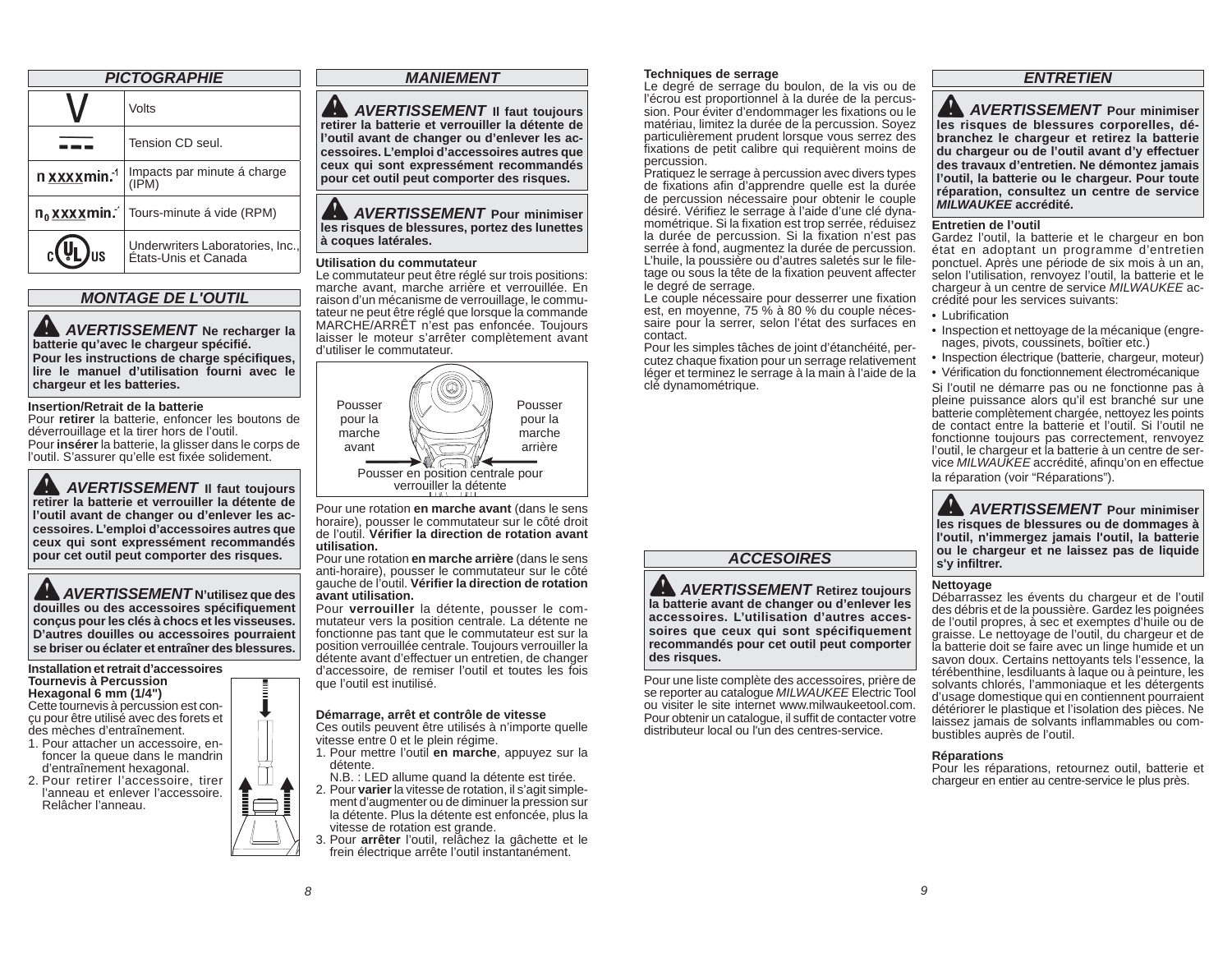## PICTOGRAPHIE

| | |
|---|---|
| V | Volts |
| ⎓ | Tension CD seul. |
| n xxxxmin.$^{-1}$ | Impacts par minute á charge (IPM) |
| $n_0$ xxxxmin.$^{-1}$ | Tours-minute á vide (RPM) |
| c UL us | Underwriters Laboratories, Inc., États-Unis et Canada |

## MONTAGE DE L'OUTIL

**AVERTISSEMENT Ne recharger la batterie qu'avec le chargeur spécifié. Pour les instructions de charge spécifiques, lire le manuel d'utilisation fourni avec le chargeur et les batteries.**

**Insertion/Retrait de la batterie**

Pour **retirer** la batterie, enfoncer les boutons de déverrouillage et la tirer hors de l'outil.

Pour **insérer** la batterie, la glisser dans le corps de l'outil. S'assurer qu'elle est fixée solidement.

**AVERTISSEMENT Il faut toujours retirer la batterie et verrouiller la détente de l'outil avant de changer ou d'enlever les accessoires. L'emploi d'accessoires autres que ceux qui sont expressément recommandés pour cet outil peut comporter des risques.**

**AVERTISSEMENT N'utilisez que des douilles ou des accessoires spécifiquement conçus pour les clés à chocs et les visseuses. D'autres douilles ou accessoires pourraient se briser ou éclater et entraîner des blessures.**

**Installation et retrait d'accessoires**
**Tournevis à Percussion Hexagonal 6 mm (1/4")**

Cette tournevis à percussion est conçu pour être utilisé avec des forets et des mèches d'entraînement.

1. Pour attacher un accessoire, enfoncer la queue dans le mandrin d'entraînement hexagonal.
2. Pour retirer l'accessoire, tirer l'anneau et enlever l'accessoire. Relâcher l'anneau.

## MANIEMENT

**AVERTISSEMENT Il faut toujours retirer la batterie et verrouiller la détente de l'outil avant de changer ou d'enlever les accessoires. L'emploi d'accessoires autres que ceux qui sont expressément recommandés pour cet outil peut comporter des risques.**

**AVERTISSEMENT Pour minimiser les risques de blessures, portez des lunettes à coques latérales.**

**Utilisation du commutateur**

Le commutateur peut être réglé sur trois positions: marche avant, marche arrière et verrouillée. En raison d'un mécanisme de verrouillage, le commutateur ne peut être réglé que lorsque la commande MARCHE/ARRÊT n'est pas enfoncée. Toujours laisser le moteur s'arrêter complètement avant d'utiliser le commutateur.

Pousser pour la marche avant

Pousser pour la marche arrière

Pousser en position centrale pour verrouiller la détente

Pour une rotation **en marche avant** (dans le sens horaire), pousser le commutateur sur le côté droit de l'outil. **Vérifier la direction de rotation avant utilisation.**

Pour une rotation **en marche arrière** (dans le sens anti-horaire), pousser le commutateur sur le côté gauche de l'outil. **Vérifier la direction de rotation avant utilisation.**

Pour **verrouiller** la détente, pousser le commutateur vers la position centrale. La détente ne fonctionne pas tant que le commutateur est sur la position verrouillée centrale. Toujours verrouiller la détente avant d'effectuer un entretien, de changer d'accessoire, de remiser l'outil et toutes les fois que l'outil est inutilisé.

**Démarrage, arrêt et contrôle de vitesse**

Ces outils peuvent être utilisés à n'importe quelle vitesse entre 0 et le plein régime.

1. Pour mettre l'outil **en marche**, appuyez sur la détente.
   N.B. : LED allume quand la détente est tirée.
2. Pour **varier** la vitesse de rotation, il s'agit simplement d'augmenter ou de diminuer la pression sur la détente. Plus la détente est enfoncée, plus la vitesse de rotation est grande.
3. Pour **arrêter** l'outil, relâchez la gâchette et le frein électrique arrête l'outil instantanément.

**Techniques de serrage**

Le degré de serrage du boulon, de la vis ou de l'écrou est proportionnel à la durée de la percussion. Pour éviter d'endommager les fixations ou le matériau, limitez la durée de la percussion. Soyez particulièrement prudent lorsque vous serrez des fixations de petit calibre qui requièrent moins de percussion.

Pratiquez le serrage à percussion avec divers types de fixations afin d'apprendre quelle est la durée de percussion nécessaire pour obtenir le couple désiré. Vérifiez le serrage à l'aide d'une clé dynamométrique. Si la fixation est trop serrée, réduisez la durée de percussion. Si la fixation n'est pas serrée à fond, augmentez la durée de percussion. L'huile, la poussière ou d'autres saletés sur le filetage ou sous la tête de la fixation peuvent affecter le degré de serrage.

Le couple nécessaire pour desserrer une fixation est, en moyenne, 75 % à 80 % du couple nécessaire pour la serrer, selon l'état des surfaces en contact.

Pour les simples tâches de joint d'étanchéité, percutez chaque fixation pour un serrage relativement léger et terminez le serrage à la main à l'aide de la clé dynamométrique.

## ACCESOIRES

**AVERTISSEMENT Retirez toujours la batterie avant de changer ou d'enlever les accessoires. L'utilisation d'autres accessoires que ceux qui sont spécifiquement recommandés pour cet outil peut comporter des risques.**

Pour une liste complète des accessoires, prière de se reporter au catalogue *MILWAUKEE* Electric Tool ou visiter le site internet www.milwaukeetool.com. Pour obtenir un catalogue, il suffit de contacter votre distributeur local ou l'un des centres-service.

## ENTRETIEN

**AVERTISSEMENT Pour minimiser les risques de blessures corporelles, débranchez le chargeur et retirez la batterie du chargeur ou de l'outil avant d'y effectuer des travaux d'entretien. Ne démontez jamais l'outil, la batterie ou le chargeur. Pour toute réparation, consultez un centre de service *MILWAUKEE* accrédité.**

**Entretien de l'outil**

Gardez l'outil, la batterie et le chargeur en bon état en adoptant un programme d'entretien ponctuel. Après une période de six mois à un an, selon l'utilisation, renvoyez l'outil, la batterie et le chargeur à un centre de service *MILWAUKEE* accrédité pour les services suivants:

- Lubrification
- Inspection et nettoyage de la mécanique (engrenages, pivots, coussinets, boîtier etc.)
- Inspection électrique (batterie, chargeur, moteur)
- Vérification du fonctionnement électromécanique

Si l'outil ne démarre pas ou ne fonctionne pas à pleine puissance alors qu'il est branché sur une batterie complètement chargée, nettoyez les points de contact entre la batterie et l'outil. Si l'outil ne fonctionne toujours pas correctement, renvoyez l'outil, le chargeur et la batterie à un centre de service *MILWAUKEE* accrédité, afinqu'on en effectue la réparation (voir "Réparations").

**AVERTISSEMENT Pour minimiser les risques de blessures ou de dommages à l'outil, n'immergez jamais l'outil, la batterie ou le chargeur et ne laissez pas de liquide s'y infiltrer.**

**Nettoyage**

Débarrassez les évents du chargeur et de l'outil des débris et de la poussière. Gardez les poignées de l'outil propres, à sec et exemptes d'huile ou de graisse. Le nettoyage de l'outil, du chargeur et de la batterie doit se faire avec un linge humide et un savon doux. Certains nettoyants tels l'essence, la térébenthine, lesdiluants à laque ou à peinture, les solvants chlorés, l'ammoniaque et les détergents d'usage domestique qui en contiennent pourraient détériorer le plastique et l'isolation des pièces. Ne laissez jamais de solvants inflammables ou combustibles auprès de l'outil.

**Réparations**

Pour les réparations, retournez outil, batterie et chargeur en entier au centre-service le plus près.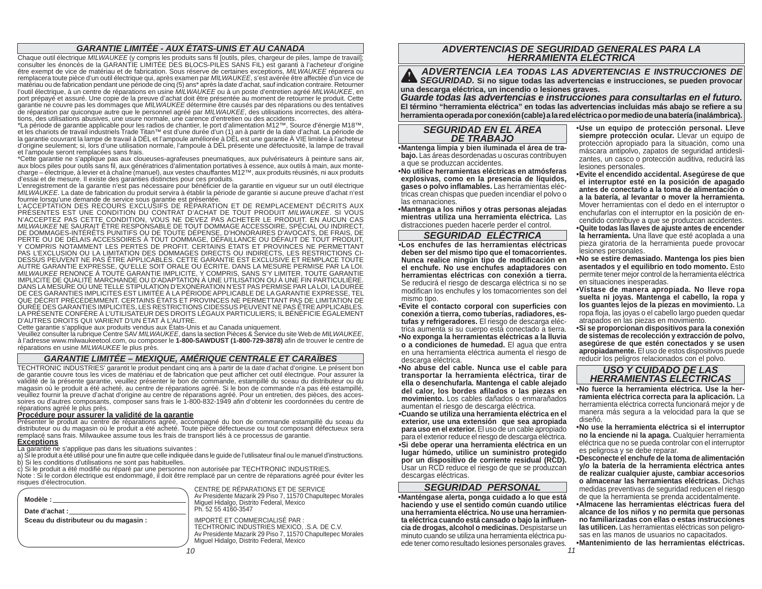## *GARANTIE LIMITÉE - AUX ÉTATS-UNIS ET AU CANADA*

Chaque outil électrique *MILWAUKEE* (y compris les produits sans fil [outils, piles, chargeur de piles, lampe de travail]; consulter les énoncés de la GARANTIE LIMITÉE DES BLOCS-PILES SANS FIL) est garanti à l'acheteur d'origine être exempt de vice de matériau et de fabrication. Sous réserve de certaines exceptions, *MILWAUKEE* réparera ou remplacera toute pièce d'un outil électrique qui, après examen par *MILWAUKEE*, s'est avérée être affectée d'un vice de matériau ou de fabrication pendant une période de cinq (5) ans* après la date d'achat, sauf indication contraire. Retourner l'outil électrique, à un centre de réparations en usine *MILWAUKEE* ou à un poste d'entretien agréé *MILWAUKEE*, en port prépayé et assuré. Une copie de la preuve d'achat doit être présentée au moment de retourner le produit. Cette garantie ne couvre pas les dommages que *MILWAUKEE* détermine être causés par des réparations ou des tentatives de réparation par quiconque autre que le personnel agréé par *MILWAUKEE*, des utilisations incorrectes, des altérations, des utilisations abusives, une usure normale, une carence d'entretien ou des accidents.

*La période de garantie applicable pour les radios de chantier, le port d'alimentation M12™, Source d'énergie M18™, et les chariots de travail industriels Trade Titan™ est d'une durée d'un (1) an à partir de la date d'achat. La période de la garantie couvrant la lampe de travail à DÉL et l'ampoule améliorée à DÉL est une garantie À VIE limitée à l'acheteur d'origine seulement; si, lors d'une utilisation normale, l'ampoule à DÉL présente une défectuosité, la lampe de travail et l'ampoule seront remplacées sans frais.

*Cette garantie ne s'applique pas aux cloueuses-agrafeuses pneumatiques, aux pulvérisateurs à peinture sans air, aux blocs piles pour outils sans fil, aux génératrices d'alimentation portatives à essence, aux outils à main, aux monte-charge – électrique, à levier et à chaîne (manuel), aux vestes chauffantes M12™, aux produits réusinés, ni aux produits d'essai et de mesure. Il existe des garanties distinctes pour ces produits.

L'enregistrement de la garantie n'est pas nécessaire pour bénéficier de la garantie en vigueur sur un outil électrique *MILWAUKEE*. La date de fabrication du produit servira à établir la période de garantie si aucune preuve d'achat n'est fournie lorsqu'une demande de service sous garantie est présentée.

L'ACCEPTATION DES RECOURS EXCLUSIFS DE RÉPARATION ET DE REMPLACEMENT DÉCRITS AUX PRÉSENTES EST UNE CONDITION DU CONTRAT D'ACHAT DE TOUT PRODUIT *MILWAUKEE*. SI VOUS N'ACCEPTEZ PAS CETTE CONDITION, VOUS NE DEVEZ PAS ACHETER LE PRODUIT. EN AUCUN CAS *MILWAUKEE* NE SAURAIT ÊTRE RESPONSABLE DE TOUT DOMMAGE ACCESSOIRE, SPÉCIAL OU INDIRECT, DE DOMMAGES-INTÉRÊTS PUNITIFS OU DE TOUTE DÉPENSE, D'HONORAIRES D'AVOCATS, DE FRAIS, DE PERTE OU DE DÉLAIS ACCESSOIRES À TOUT DOMMAGE, DÉFAILLANCE OU DÉFAUT DE TOUT PRODUIT, Y COMPRIS NOTAMMENT LES PERTES DE PROFIT. CERTAINS ÉTATS ET PROVINCES NE PERMETTANT PAS L'EXCLUSION OU LA LIMITATION DES DOMMAGES DIRECTS OU INDIRECTS, LES RESTRICTIONS CI-DESSUS PEUVENT NE PAS ÊTRE APPLICABLES. CETTE GARANTIE EST EXCLUSIVE ET REMPLACE TOUTE AUTRE GARANTIE EXPRESSE, QU'ELLE SOIT ORALE OU ÉCRITE. DANS LA MESURE PERMISE PAR LA LOI. *MILWAUKEE* RENONCE À TOUTE GARANTIE IMPLICITE, Y COMPRIS, SANS S'Y LIMITER, TOUTE GARANTIE IMPLICITE DE QUALITÉ MARCHANDE OU D'ADAPTATION À UNE UTILISATION OU À UNE FIN PARTICULIÈRE. DANS LA MESURE OÙ UNE TELLE STIPULATION D'EXONÉRATION N'EST PAS PERMISE PAR LA LOI, LA DURÉE DE CES GARANTIES IMPLICITES EST LIMITÉE À LA PÉRIODE APPLICABLE DE LA GARANTIE EXPRESSE, TEL QUE DÉCRIT PRÉCÉDEMMENT. CERTAINS ÉTATS ET PROVINCES NE PERMETTANT PAS DE LIMITATION DE DURÉE DES GARANTIES IMPLICITES, LES RESTRICTIONS CIDESSUS PEUVENT NE PAS ÊTRE APPLICABLES. LA PRÉSENTE CONFÈRE À L'UTILISATEUR DES DROITS LÉGAUX PARTICULIERS; IL BÉNÉFICIE ÉGALEMENT D'AUTRES DROITS QUI VARIENT D'UN ÉTAT À L'AUTRE.

Cette garantie s'applique aux produits vendus aux États-Unis et au Canada uniquement.

Veuillez consulter la rubrique Centre SAV *MILWAUKEE*, dans la section Pièces & Service du site Web de *MILWAUKEE*, à l'adresse www.milwaukeetool.com, ou composer le **1-800-SAWDUST (1-800-729-3878)** afin de trouver le centre de réparations en usine *MILWAUKEE* le plus près.

## *GARANTIE LIMITÉE – MEXIQUE, AMÉRIQUE CENTRALE ET CARAÏBES*

TECHTRONIC INDUSTRIES' garantit le produit pendant cinq ans à partir de la date d'achat d'origine. Le présent bon de garantie couvre tous les vices de matériau et de fabrication que peut afficher cet outil électrique. Pour assurer la validité de la présente garantie, veuillez présenter le bon de commande, estampillé du sceau du distributeur ou du magasin où le produit a été acheté, au centre de réparations agréé. Si le bon de commande n'a pas été estampillé, veuillez fournir la preuve d'achat d'origine au centre de réparations agréé. Pour un entretien, des pièces, des accessoires ou d'autres composants, composer sans frais le 1-800-832-1949 afin d'obtenir les coordonnées du centre de réparations agréé le plus près.

**Procédure pour assurer la validité de la garantie**

Présenter le produit au centre de réparations agréé, accompagné du bon de commande estampillé du sceau du distributeur ou du magasin où le produit a été acheté. Toute pièce défectueuse ou tout composant défectueux sera remplacé sans frais. Milwaukee assume tous les frais de transport liés à ce processus de garantie.

**Exceptions**

La garantie ne s'applique pas dans les situations suivantes :

a) Si le produit a été utilisé pour une fin autre que celle indiquée dans le guide de l'utilisateur final ou le manuel d'instructions.

b) Si les conditions d'utilisations ne sont pas habituelles.

c) Si le produit a été modifié ou réparé par une personne non autorisée par TECHTRONIC INDUSTRIES.

Note : Si le cordon électrique est endommagé, il doit être remplacé par un centre de réparations agréé pour éviter les risques d'électrocution.

**Modèle :** ____________________

**Date d'achat :** ____________________

**Sceau du distributeur ou du magasin :**

CENTRE DE RÉPARATIONS ET DE SERVICE
Av Presidente Mazarik 29 Piso 7, 11570 Chapultepec Morales
Miguel Hidalgo, Distrito Federal, Mexico
Ph. 52 55 4160-3547

IMPORTÉ ET COMMERCIALISÉ PAR :
TECHTRONIC INDUSTRIES MEXICO, .S.A. DE C.V.
Av Presidente Mazarik 29 Piso 7, 11570 Chapultepec Morales
Miguel Hidalgo, Distrito Federal, Mexico

## *ADVERTENCIAS DE SEGURIDAD GENERALES PARA LA HERRAMIENTA ELÉCTRICA*

**⚠ *ADVERTENCIA* LEA TODAS LAS ADVERTENCIAS E INSTRUCCIONES DE SEGURIDAD.** **Si no sigue todas las advertencias e instrucciones, se pueden provocar una descarga eléctrica, un incendio o lesiones graves.**

***Guarde todas las advertencias e instrucciones para consultarlas en el futuro.***

**El término "herramienta eléctrica" en todas las advertencias incluidas más abajo se refiere a su herramienta operada por conexión (cable) a la red eléctrica o por medio de una batería (inalámbrica).**

### *SEGURIDAD EN EL ÁREA DE TRABAJO*

- **Mantenga limpia y bien iluminada el área de trabajo.** Las áreas desordenadas u oscuras contribuyen a que se produzcan accidentes.
- **No utilice herramientas eléctricas en atmósferas explosivas, como en la presencia de líquidos, gases o polvo inflamables.** Las herramientas eléctricas crean chispas que pueden incendiar el polvo o las emanaciones.
- **Mantenga a los niños y otras personas alejadas mientras utiliza una herramienta eléctrica.** Las distracciones pueden hacerle perder el control.

### *SEGURIDAD ELÉCTRICA*

- **Los enchufes de las herramientas eléctricas deben ser del mismo tipo que el tomacorrientes. Nunca realice ningún tipo de modificación en el enchufe. No use enchufes adaptadores con herramientas eléctricas con conexión a tierra.** Se reducirá el riesgo de descarga eléctrica si no se modifican los enchufes y los tomacorrientes son del mismo tipo.
- **Evite el contacto corporal con superficies con conexión a tierra, como tuberías, radiadores, estufas y refrigeradores.** El riesgo de descarga eléctrica aumenta si su cuerpo está conectado a tierra.
- **No exponga la herramientas eléctricas a la lluvia o a condiciones de humedad.** El agua que entra en una herramienta eléctrica aumenta el riesgo de descarga eléctrica.
- **No abuse del cable. Nunca use el cable para transportar la herramienta eléctrica, tirar de ella o desenchufarla. Mantenga el cable alejado del calor, los bordes afilados o las piezas en movimiento.** Los cables dañados o enmarañados aumentan el riesgo de descarga eléctrica.
- **Cuando se utiliza una herramienta eléctrica en el exterior, use una extensión que sea apropiada para uso en el exterior.** El uso de un cable apropiado para el exterior reduce el riesgo de descarga eléctrica.
- **Si debe operar una herramienta eléctrica en un lugar húmedo, utilice un suministro protegido por un dispositivo de corriente residual (RCD).** Usar un RCD reduce el riesgo de que se produzcan descargas eléctricas.

### *SEGURIDAD PERSONAL*

- **Manténgase alerta, ponga cuidado a lo que está haciendo y use el sentido común cuando utilice una herramienta eléctrica. No use una herramienta eléctrica cuando está cansado o bajo la influencia de drogas, alcohol o medicinas.** Despistarse un minuto cuando se utiliza una herramienta eléctrica puede tener como resultado lesiones personales graves.
- **Use un equipo de protección personal. Lleve siempre protección ocular.** Llevar un equipo de protección apropiado para la situación, como una máscara antipolvo, zapatos de seguridad antideslizantes, un casco o protección auditiva, reducirá las lesiones personales.
- **Evite el encendido accidental. Asegúrese de que el interruptor esté en la posición de apagado antes de conectarlo a la toma de alimentación o a la batería, al levantar o mover la herramienta.** Mover herramientas con el dedo en el interruptor o enchufarlas con el interruptor en la posición de encendido contribuye a que se produzcan accidentes.
- **Quite todas las llaves de ajuste antes de encender la herramienta.** Una llave que esté acoplada a una pieza giratoria de la herramienta puede provocar lesiones personales.
- **No se estire demasiado. Mantenga los pies bien asentados y el equilibrio en todo momento.** Esto permite tener mejor control de la herramienta eléctrica en situaciones inesperadas.
- **Vístase de manera apropiada. No lleve ropa suelta ni joyas. Mantenga el cabello, la ropa y los guantes lejos de la piezas en movimiento.** La ropa floja, las joyas o el cabello largo pueden quedar atrapados en las piezas en movimiento.
- **Si se proporcionan dispositivos para la conexión de sistemas de recolección y extracción de polvo, asegúrese de que estén conectados y se usen apropiadamente.** El uso de estos dispositivos puede reducir los peligros relacionados con el polvo.

### *USO Y CUIDADO DE LAS HERRAMIENTAS ELÉCTRICAS*

- **No fuerce la herramienta eléctrica. Use la herramienta eléctrica correcta para la aplicación.** La herramienta eléctrica correcta funcionará mejor y de manera más segura a la velocidad para la que se diseñó.
- **No use la herramienta eléctrica si el interruptor no la enciende ni la apaga.** Cualquier herramienta eléctrica que no se pueda controlar con el interruptor es peligrosa y se debe reparar.
- **Desconecte el enchufe de la toma de alimentación y/o la batería de la herramienta eléctrica antes de realizar cualquier ajuste, cambiar accesorios o almacenar las herramientas eléctricas.** Dichas medidas preventivas de seguridad reducen el riesgo de que la herramienta se prenda accidentalmente.
- **Almacene las herramientas eléctricas fuera del alcance de los niños y no permita que personas no familiarizadas con ellas o estas instrucciones las utilicen.** Las herramientas eléctricas son peligrosas en las manos de usuarios no capacitados.
- **Mantenimiento de las herramientas eléctricas.**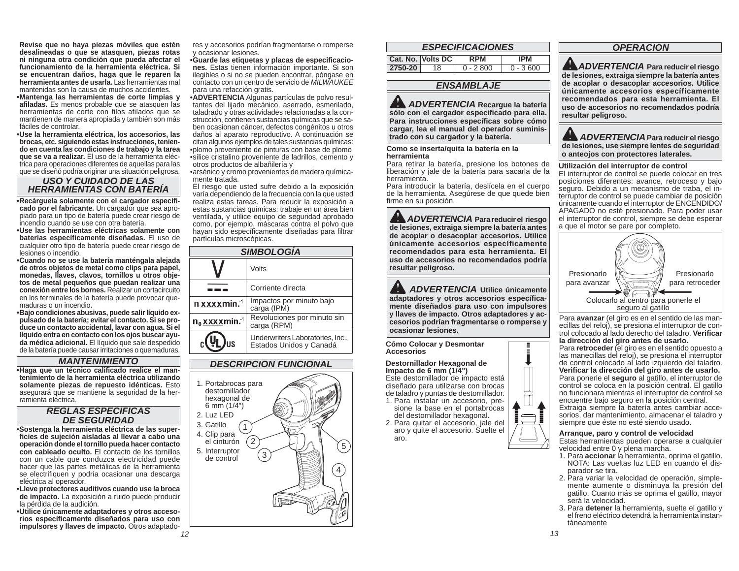**Revise que no haya piezas móviles que estén desalineadas o que se atasquen, piezas rotas ni ninguna otra condición que pueda afectar el funcionamiento de la herramienta eléctrica. Si se encuentran daños, haga que le reparen la herramienta antes de usarla.** Las herramientas mal mantenidas son la causa de muchos accidentes.

- **Mantenga las herramientas de corte limpias y afiladas.** Es menos probable que se atasquen las herramientas de corte con filos afilados que se mantienen de manera apropiada y también son más fáciles de controlar.
- **Use la herramienta eléctrica, los accesorios, las brocas, etc. siguiendo estas instrucciones, teniendo en cuenta las condiciones de trabajo y la tarea que se va a realizar.** El uso de la herramienta eléctrica para operaciones diferentes de aquellas para las que se diseñó podría originar una situación peligrosa.

## USO Y CUIDADO DE LAS HERRAMIENTAS CON BATERÍA

- **Recárguela solamente con el cargador especificado por el fabricante.** Un cargador que sea apropiado para un tipo de batería puede crear riesgo de incendio cuando se use con otra batería.
- **Use las herramientas eléctricas solamente con baterías específicamente diseñadas.** El uso de cualquier otro tipo de batería puede crear riesgo de lesiones o incendio.
- **Cuando no se use la batería manténgala alejada de otros objetos de metal como clips para papel, monedas, llaves, clavos, tornillos u otros objetos de metal pequeños que puedan realizar una conexión entre los bornes.** Realizar un cortacircuito en los terminales de la batería puede provocar quemaduras o un incendio.
- **Bajo condiciones abusivas, puede salir líquido expulsado de la batería; evitar el contacto. Si se produce un contacto accidental, lavar con agua. Si el líquido entra en contacto con los ojos buscar ayuda médica adicional.** El líquido que sale despedido de la batería puede causar irritaciones o quemaduras.

## MANTENIMIENTO

- **Haga que un técnico calificado realice el mantenimiento de la herramienta eléctrica utilizando solamente piezas de repuesto idénticas.** Esto asegurará que se mantiene la seguridad de la herramienta eléctrica.

## REGLAS ESPECIFICAS DE SEGURIDAD

- **Sostenga la herramienta eléctrica de las superficies de sujeción aisladas al llevar a cabo una operación donde el tornillo pueda hacer contacto con cableado oculto.** El contacto de los tornillos con un cable que conduzca electricidad puede hacer que las partes metálicas de la herramienta se electrifiquen y podría ocasionar una descarga eléctrica al operador.
- **Lleve protectores auditivos cuando use la broca de impacto.** La exposición a ruido puede producir la pérdida de la audición.
- **Utilice únicamente adaptadores y otros accesorios específicamente diseñados para uso con impulsores y llaves de impacto.** Otros adaptadores y accesorios podrían fragmentarse o romperse y ocasionar lesiones.
- **Guarde las etiquetas y placas de especificaciones.** Estas tienen información importante. Si son ilegibles o si no se pueden encontrar, póngase en contacto con un centro de servicio de *MILWAUKEE* para una refacción gratis.
- **ADVERTENCIA** Algunas partículas de polvo resultantes del lijado mecánico, aserrado, esmerilado, taladrado y otras actividades relacionadas a la construcción, contienen sustancias químicas que se saben ocasionan cáncer, defectos congénitos u otros daños al aparato reproductivo. A continuación se citan algunos ejemplos de tales sustancias químicas:
- plomo proveniente de pinturas con base de plomo
- sílice cristalino proveniente de ladrillos, cemento y otros productos de albañilería y
- arsénico y cromo provenientes de madera químicamente tratada.

El riesgo que usted sufre debido a la exposición varía dependiendo de la frecuencia con la que usted realiza estas tareas. Para reducir la exposición a estas sustancias químicas: trabaje en un área bien ventilada, y utilice equipo de seguridad aprobado como, por ejemplo, máscaras contra el polvo que hayan sido específicamente diseñadas para filtrar partículas microscópicas.

## SIMBOLOGÍA

| Símbolo | Descripción |
|---|---|
| V | Volts |
| ⎓ | Corriente directa |
| n xxxx min.$^{-1}$ | Impactos por minuto bajo carga (IPM) |
| $n_0$ xxxx min.$^{-1}$ | Revoluciones por minuto sin carga (RPM) |
| c UL us | Underwriters Laboratories, Inc., Estados Unidos y Canadá |

## DESCRIPCION FUNCIONAL

1. Portabrocas para destornillador hexagonal de 6 mm (1/4")
2. Luz LED
3. Gatillo
4. Clip para el cinturón
5. Interruptor de control

## ESPECIFICACIONES

| Cat. No. | Volts DC | RPM | IPM |
|---|---|---|---|
| 2750-20 | 18 | 0 - 2 800 | 0 - 3 600 |

## ENSAMBLAJE

**⚠ ADVERTENCIA Recargue la batería sólo con el cargador especificado para ella. Para instrucciones específicas sobre cómo cargar, lea el manual del operador suministrado con su cargador y la batería.**

**Como se inserta/quita la batería en la herramienta**

Para retirar la batería, presione los botones de liberación y jale de la batería para sacarla de la herramienta.

Para introducir la batería, deslícela en el cuerpo de la herramienta. Asegúrese de que quede bien firme en su posición.

**⚠ ADVERTENCIA Para reducir el riesgo de lesiones, extraiga siempre la batería antes de acoplar o desacoplar accesorios. Utilice únicamente accesorios específicamente recomendados para esta herramienta. El uso de accesorios no recomendados podría resultar peligroso.**

**⚠ ADVERTENCIA Utilice únicamente adaptadores y otros accesorios específicamente diseñados para uso con impulsores y llaves de impacto. Otros adaptadores y accesorios podrían fragmentarse o romperse y ocasionar lesiones.**

**Cómo Colocar y Desmontar Accesorios**

**Destornillador Hexagonal de Impacto de 6 mm (1/4")**

Este destornillador de impacto está diseñado para utilizarse con brocas de taladro y puntas de destornillador.

1. Para instalar un accesorio, presione la base en el portabrocas del destornillador hexagonal.
2. Para quitar el accesorio, jale del aro y quite el accesorio. Suelte el aro.

## OPERACION

**⚠ ADVERTENCIA Para reducir el riesgo de lesiones, extraiga siempre la batería antes de acoplar o desacoplar accesorios. Utilice únicamente accesorios específicamente recomendados para esta herramienta. El uso de accesorios no recomendados podría resultar peligroso.**

**⚠ ADVERTENCIA Para reducir el riesgo de lesiones, use siempre lentes de seguridad o anteojos con protectores laterales.**

**Utilización del interruptor de control**

El interruptor de control se puede colocar en tres posiciones diferentes: avance, retroceso y bajo seguro. Debido a un mecanismo de traba, el interruptor de control se puede cambiar de posición únicamente cuando el interruptor de ENCENDIDO/APAGADO no esté presionado. Para poder usar el interruptor de control, siempre se debe esperar a que el motor se pare por completo.

Presionarlo para avanzar — Presionarlo para retroceder — Colocarlo al centro para ponerle el seguro al gatillo

Para **avanzar** (el giro es en el sentido de las manecillas del reloj), se presiona el interruptor de control colocado al lado derecho del taladro. **Verificar la dirección del giro antes de usarlo.**

Para **retroceder** (el giro es en el sentido opuesto a las manecillas del reloj), se presiona el interruptor de control colocado al lado izquierdo del taladro. **Verificar la dirección del giro antes de usarlo.**

Para ponerle el **seguro** al gatillo, el interruptor de control se coloca en la posición central. El gatillo no funcionara mientras el interruptor de control se encuentre bajo seguro en la posición central.

Extraiga siempre la batería antes cambiar accesorios, dar mantenimiento, almacenar el taladro y siempre que éste no esté siendo usado.

**Arranque, paro y control de velocidad**

Estas herramientas pueden operarse a cualquier velocidad entre 0 y plena marcha.

1. Para **accionar** la herramienta, oprima el gatillo. NOTA: Las vueltas luz LED en cuando el disparador se tira.
2. Para variar la velocidad de operación, simplemente aumente o disminuya la presión del gatillo. Cuanto más se oprima el gatillo, mayor será la velocidad.
3. Para **detener** la herramienta, suelte el gatillo y el freno eléctrico detendrá la herramienta instantáneamente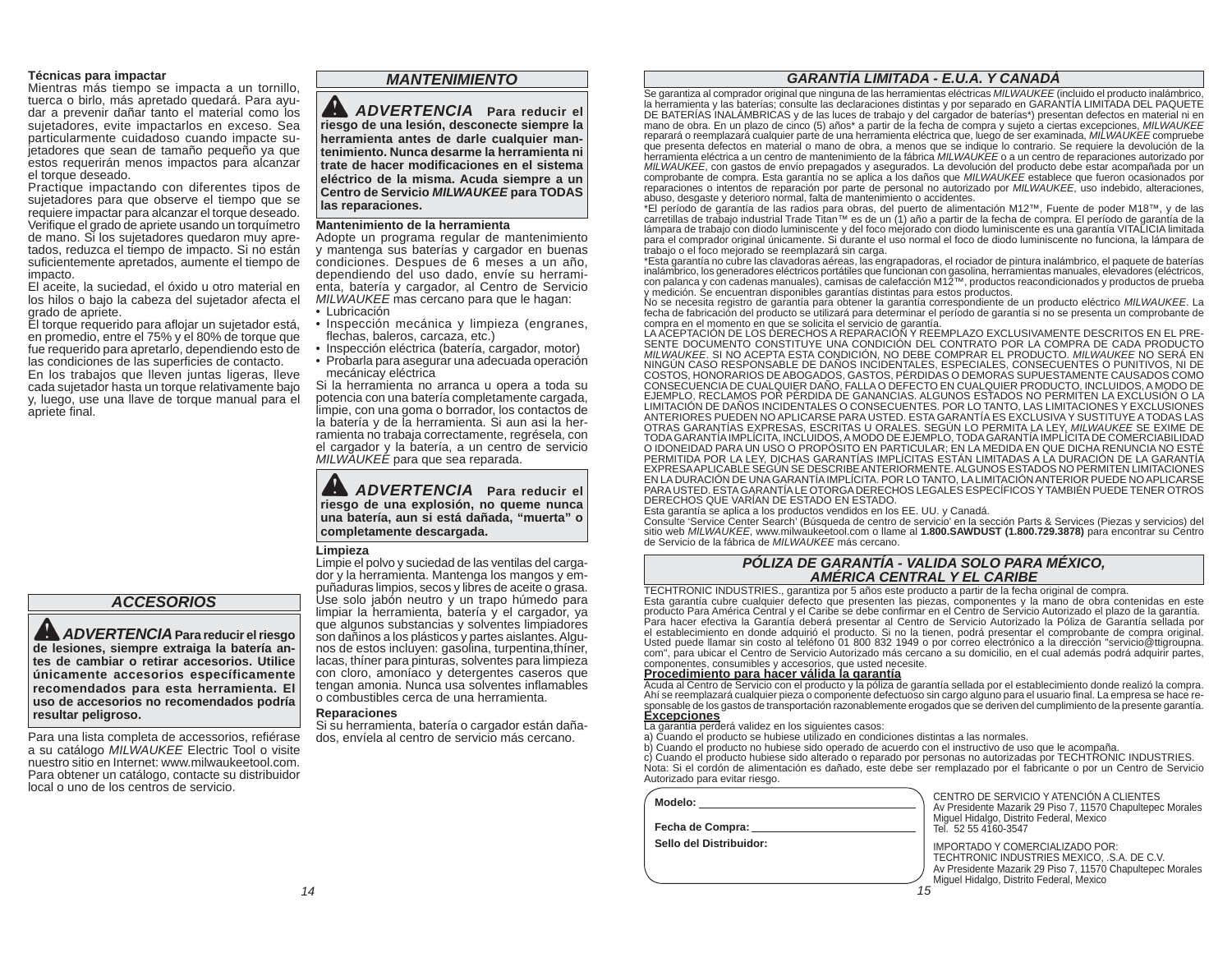**Técnicas para impactar**

Mientras más tiempo se impacta a un tornillo, tuerca o birlo, más apretado quedará. Para ayudar a prevenir dañar tanto el material como los sujetadores, evite impactarlos en exceso. Sea particularmente cuidadoso cuando impacte sujetadores que sean de tamaño pequeño ya que estos requerirán menos impactos para alcanzar el torque deseado.

Practique impactando con diferentes tipos de sujetadores para que observe el tiempo que se requiere impactar para alcanzar el torque deseado. Verifique el grado de apriete usando un torquímetro de mano. Si los sujetadores quedaron muy apretados, reduzca el tiempo de impacto. Si no están suficientemente apretados, aumente el tiempo de impacto.

El aceite, la suciedad, el óxido u otro material en los hilos o bajo la cabeza del sujetador afecta el grado de apriete.

El torque requerido para aflojar un sujetador está, en promedio, entre el 75% y el 80% de torque que fue requerido para apretarlo, dependiendo esto de las condiciones de las superficies de contacto.

En los trabajos que lleven juntas ligeras, lleve cada sujetador hasta un torque relativamente bajo y, luego, use una llave de torque manual para el apriete final.

## *ACCESORIOS*

**⚠ *ADVERTENCIA* Para reducir el riesgo de lesiones, siempre extraiga la batería antes de cambiar o retirar accesorios. Utilice únicamente accesorios específicamente recomendados para esta herramienta. El uso de accesorios no recomendados podría resultar peligroso.**

Para una lista completa de accessorios, refiérase a su catálogo *MILWAUKEE* Electric Tool o visite nuestro sitio en Internet: www.milwaukeetool.com. Para obtener un catálogo, contacte su distribuidor local o uno de los centros de servicio.

## *MANTENIMIENTO*

**⚠ *ADVERTENCIA* Para reducir el riesgo de una lesión, desconecte siempre la herramienta antes de darle cualquier mantenimiento. Nunca desarme la herramienta ni trate de hacer modificaciones en el sistema eléctrico de la misma. Acuda siempre a un Centro de Servicio *MILWAUKEE* para TODAS las reparaciones.**

**Mantenimiento de la herramienta**

Adopte un programa regular de mantenimiento y mantenga sus baterías y cargador en buenas condiciones. Despues de 6 meses a un año, dependiendo del uso dado, envíe su herramienta, batería y cargador, al Centro de Servicio *MILWAUKEE* mas cercano para que le hagan:

- Lubricación
- Inspección mecánica y limpieza (engranes, flechas, baleros, carcaza, etc.)
- Inspección eléctrica (batería, cargador, motor)
- Probarla para asegurar una adecuada operación mecánicay eléctrica

Si la herramienta no arranca u opera a toda su potencia con una batería completamente cargada, limpie, con una goma o borrador, los contactos de la batería y de la herramienta. Si aun asi la herramienta no trabaja correctamente, regrésela, con el cargador y la batería, a un centro de servicio *MILWAUKEE* para que sea reparada.

**⚠ *ADVERTENCIA* Para reducir el riesgo de una explosión, no queme nunca una batería, aun si está dañada, "muerta" o completamente descargada.**

**Limpieza**

Limpie el polvo y suciedad de las ventilas del cargador y la herramienta. Mantenga los mangos y empuñaduras limpios, secos y libres de aceite o grasa. Use solo jabón neutro y un trapo húmedo para limpiar la herramienta, batería y el cargador, ya que algunos substancias y solventes limpiadores son dañinos a los plásticos y partes aislantes. Algunos de estos incluyen: gasolina, turpentina,thíner, lacas, thíner para pinturas, solventes para limpieza con cloro, amoníaco y detergentes caseros que tengan amonia. Nunca usa solventes inflamables o combustibles cerca de una herramienta.

**Reparaciones**

Si su herramienta, batería o cargador están dañados, envíela al centro de servicio más cercano.

## *GARANTÍA LIMITADA - E.U.A. Y CANADÁ*

Se garantiza al comprador original que ninguna de las herramientas eléctricas *MILWAUKEE* (incluido el producto inalámbrico, la herramienta y las baterías; consulte las declaraciones distintas y por separado en GARANTÍA LIMITADA DEL PAQUETE DE BATERÍAS INALÁMBRICAS y de las luces de trabajo y del cargador de baterías*) presentan defectos en material ni en mano de obra. En un plazo de cinco (5) años* a partir de la fecha de compra y sujeto a ciertas excepciones, *MILWAUKEE* reparará o reemplazará cualquier parte de una herramienta eléctrica que, luego de ser examinada, *MILWAUKEE* compruebe que presenta defectos en material o mano de obra, a menos que se indique lo contrario. Se requiere la devolución de la herramienta eléctrica a un centro de mantenimiento de la fábrica *MILWAUKEE* o a un centro de reparaciones autorizado por *MILWAUKEE*, con gastos de envío prepagados y asegurados. La devolución del producto debe estar acompañada por un comprobante de compra. Esta garantía no se aplica a los daños que *MILWAUKEE* establece que fueron ocasionados por reparaciones o intentos de reparación por parte de personal no autorizado por *MILWAUKEE*, uso indebido, alteraciones, abuso, desgaste y deterioro normal, falta de mantenimiento o accidentes.

*El período de garantía de las radios para obras, del puerto de alimentación M12™, Fuente de poder M18™, y de las carretillas de trabajo industrial Trade Titan™ es de un (1) año a partir de la fecha de compra. El período de garantía de la lámpara de trabajo con diodo luminiscente y del foco mejorado con diodo luminiscente es una garantía VITALICIA limitada para el comprador original únicamente. Si durante el uso normal el foco de diodo luminiscente no funciona, la lámpara de trabajo o el foco mejorado se reemplazará sin carga.

*Esta garantía no cubre las clavadoras aéreas, las engrapadoras, el rociador de pintura inalámbrico, el paquete de baterías inalámbrico, los generadores eléctricos portátiles que funcionan con gasolina, herramientas manuales, elevadores (eléctricos, con palanca y con cadenas manuales), camisas de calefacción M12™, productos reacondicionados y productos de prueba y medición. Se encuentran disponibles garantías distintas para estos productos.

No se necesita registro de garantía para obtener la garantía correspondiente de un producto eléctrico *MILWAUKEE*. La fecha de fabricación del producto se utilizará para determinar el período de garantía si no se presenta un comprobante de compra en el momento en que se solicita el servicio de garantía.

LA ACEPTACIÓN DE LOS DERECHOS A REPARACIÓN Y REEMPLAZO EXCLUSIVAMENTE DESCRITOS EN EL PRESENTE DOCUMENTO CONSTITUYE UNA CONDICIÓN DEL CONTRATO POR LA COMPRA DE CADA PRODUCTO *MILWAUKEE*. SI NO ACEPTA ESTA CONDICIÓN, NO DEBE COMPRAR EL PRODUCTO. *MILWAUKEE* NO SERÁ EN NINGÚN CASO RESPONSABLE DE DAÑOS INCIDENTALES, ESPECIALES, CONSECUENTES O PUNITIVOS, NI DE COSTOS, HONORARIOS DE ABOGADOS, GASTOS, PÉRDIDAS O DEMORAS SUPUESTAMENTE CAUSADOS COMO CONSECUENCIA DE CUALQUIER DAÑO, FALLA O DEFECTO EN CUALQUIER PRODUCTO, INCLUIDOS, A MODO DE EJEMPLO, RECLAMOS POR PÉRDIDA DE GANANCIAS. ALGUNOS ESTADOS NO PERMITEN LA EXCLUSIÓN O LA LIMITACIÓN DE DAÑOS INCIDENTALES O CONSECUENTES. POR LO TANTO, LAS LIMITACIONES Y EXCLUSIONES ANTERIORES PUEDEN NO APLICARSE PARA USTED. ESTA GARANTÍA ES EXCLUSIVA Y SUSTITUYE A TODAS LAS OTRAS GARANTÍAS EXPRESAS, ESCRITAS U ORALES. SEGÚN LO PERMITA LA LEY, *MILWAUKEE* SE EXIME DE TODA GARANTÍA IMPLÍCITA, INCLUIDOS, A MODO DE EJEMPLO, TODA GARANTÍA IMPLÍCITA DE COMERCIABILIDAD O IDONEIDAD PARA UN USO O PROPÓSITO EN PARTICULAR; EN LA MEDIDA EN QUE DICHA RENUNCIA NO ESTÉ PERMITIDA POR LA LEY, DICHAS GARANTÍAS IMPLÍCITAS ESTÁN LIMITADAS A LA DURACIÓN DE LA GARANTÍA EXPRESA APLICABLE SEGÚN SE DESCRIBE ANTERIORMENTE. ALGUNOS ESTADOS NO PERMITEN LIMITACIONES EN LA DURACIÓN DE UNA GARANTÍA IMPLÍCITA. POR LO TANTO, LA LIMITACIÓN ANTERIOR PUEDE NO APLICARSE PARA USTED. ESTA GARANTÍA LE OTORGA DERECHOS LEGALES ESPECÍFICOS Y TAMBIÉN PUEDE TENER OTROS DERECHOS QUE VARÍAN DE ESTADO EN ESTADO.

Esta garantía se aplica a los productos vendidos en los EE. UU. y Canadá.

Consulte 'Service Center Search' (Búsqueda de centro de servicio' en la sección Parts & Services (Piezas y servicios) del sitio web *MILWAUKEE*, www.milwaukeetool.com o llame al **1.800.SAWDUST (1.800.729.3878)** para encontrar su Centro de Servicio de la fábrica de *MILWAUKEE* más cercano.

## *PÓLIZA DE GARANTÍA - VALIDA SOLO PARA MÉXICO, AMÉRICA CENTRAL Y EL CARIBE*

TECHTRONIC INDUSTRIES., garantiza por 5 años este producto a partir de la fecha original de compra.

Esta garantía cubre cualquier defecto que presenten las piezas, componentes y la mano de obra contenidas en este producto Para América Central y el Caribe se debe confirmar en el Centro de Servicio Autorizado el plazo de la garantía.

Para hacer efectiva la Garantía deberá presentar al Centro de Servicio Autorizado la Póliza de Garantía sellada por el establecimiento en donde adquirió el producto. Si no la tienen, podrá presentar el comprobante de compra original. Usted puede llamar sin costo al teléfono 01 800 832 1949 o por correo electrónico a la dirección "servicio@ttigroupna.com", para ubicar el Centro de Servicio Autorizado más cercano a su domicilio, en el cual además podrá adquirir partes, componentes, consumibles y accesorios, que usted necesite.

**Procedimiento para hacer válida la garantía**

Acuda al Centro de Servicio con el producto y la póliza de garantía sellada por el establecimiento donde realizó la compra. Ahí se reemplazará cualquier pieza o componente defectuoso sin cargo alguno para el usuario final. La empresa se hace responsable de los gastos de transportación razonablemente erogados que se deriven del cumplimiento de la presente garantía.

**Excepciones**

La garantía perderá validez en los siguientes casos:

a) Cuando el producto se hubiese utilizado en condiciones distintas a las normales.

b) Cuando el producto no hubiese sido operado de acuerdo con el instructivo de uso que le acompaña.

c) Cuando el producto hubiese sido alterado o reparado por personas no autorizadas por TECHTRONIC INDUSTRIES.

Nota: Si el cordón de alimentación es dañado, este debe ser remplazado por el fabricante o por un Centro de Servicio Autorizado para evitar riesgo.

**Modelo:** ____________________

**Fecha de Compra:** ____________________

**Sello del Distribuidor:**

CENTRO DE SERVICIO Y ATENCIÓN A CLIENTES
Av Presidente Mazarik 29 Piso 7, 11570 Chapultepec Morales
Miguel Hidalgo, Distrito Federal, Mexico
Tel. 52 55 4160-3547

IMPORTADO Y COMERCIALIZADO POR:
TECHTRONIC INDUSTRIES MEXICO, .S.A. DE C.V.
Av Presidente Mazarik 29 Piso 7, 11570 Chapultepec Morales
Miguel Hidalgo, Distrito Federal, Mexico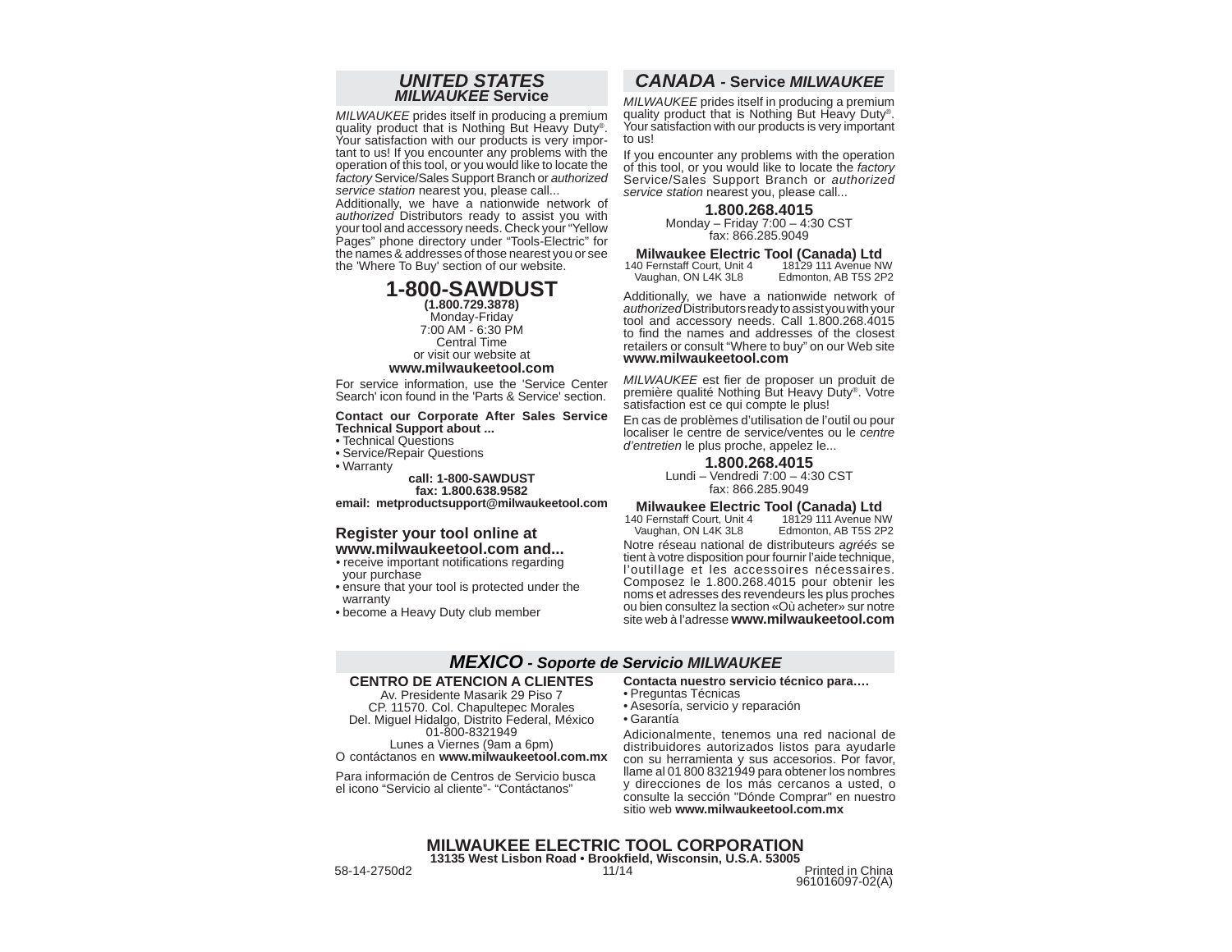## UNITED STATES
### *MILWAUKEE* Service

*MILWAUKEE* prides itself in producing a premium quality product that is Nothing But Heavy Duty®. Your satisfaction with our products is very important to us! If you encounter any problems with the operation of this tool, or you would like to locate the *factory* Service/Sales Support Branch or *authorized service station* nearest you, please call...

Additionally, we have a nationwide network of *authorized* Distributors ready to assist you with your tool and accessory needs. Check your "Yellow Pages" phone directory under "Tools-Electric" for the names & addresses of those nearest you or see the 'Where To Buy' section of our website.

**1-800-SAWDUST**
**(1.800.729.3878)**
Monday-Friday
7:00 AM - 6:30 PM
Central Time
or visit our website at
**www.milwaukeetool.com**

For service information, use the 'Service Center Search' icon found in the 'Parts & Service' section.

**Contact our Corporate After Sales Service Technical Support about ...**
- Technical Questions
- Service/Repair Questions
- Warranty

**call: 1-800-SAWDUST**
**fax: 1.800.638.9582**
**email: metproductsupport@milwaukeetool.com**

### Register your tool online at www.milwaukeetool.com and...
- receive important notifications regarding your purchase
- ensure that your tool is protected under the warranty
- become a Heavy Duty club member

## *CANADA* - Service *MILWAUKEE*

*MILWAUKEE* prides itself in producing a premium quality product that is Nothing But Heavy Duty®. Your satisfaction with our products is very important to us!

If you encounter any problems with the operation of this tool, or you would like to locate the *factory* Service/Sales Support Branch or *authorized service station* nearest you, please call...

**1.800.268.4015**
Monday – Friday 7:00 – 4:30 CST
fax: 866.285.9049

**Milwaukee Electric Tool (Canada) Ltd**
140 Fernstaff Court, Unit 4
Vaughan, ON L4K 3L8

18129 111 Avenue NW
Edmonton, AB T5S 2P2

Additionally, we have a nationwide network of *authorized* Distributors ready to assist you with your tool and accessory needs. Call 1.800.268.4015 to find the names and addresses of the closest retailers or consult "Where to buy" on our Web site **www.milwaukeetool.com**

*MILWAUKEE* est fier de proposer un produit de première qualité Nothing But Heavy Duty®. Votre satisfaction est ce qui compte le plus!

En cas de problèmes d'utilisation de l'outil ou pour localiser le centre de service/ventes ou le *centre d'entretien* le plus proche, appelez le...

**1.800.268.4015**
Lundi – Vendredi 7:00 – 4:30 CST
fax: 866.285.9049

**Milwaukee Electric Tool (Canada) Ltd**
140 Fernstaff Court, Unit 4
Vaughan, ON L4K 3L8

18129 111 Avenue NW
Edmonton, AB T5S 2P2

Notre réseau national de distributeurs *agréés* se tient à votre disposition pour fournir l'aide technique, l'outillage et les accessoires nécessaires. Composez le 1.800.268.4015 pour obtenir les noms et adresses des revendeurs les plus proches ou bien consultez la section «Où acheter» sur notre site web à l'adresse **www.milwaukeetool.com**

## *MEXICO - Soporte de Servicio MILWAUKEE*

**CENTRO DE ATENCION A CLIENTES**
Av. Presidente Masarik 29 Piso 7
CP. 11570. Col. Chapultepec Morales
Del. Miguel Hidalgo, Distrito Federal, México
01-800-8321949
Lunes a Viernes (9am a 6pm)
O contáctanos en **www.milwaukeetool.com.mx**

Para información de Centros de Servicio busca el icono "Servicio al cliente"- "Contáctanos"

**Contacta nuestro servicio técnico para….**
- Preguntas Técnicas
- Asesoría, servicio y reparación
- Garantía

Adicionalmente, tenemos una red nacional de distribuidores autorizados listos para ayudarle con su herramienta y sus accesorios. Por favor, llame al 01 800 8321949 para obtener los nombres y direcciones de los más cercanos a usted, o consulte la sección "Dónde Comprar" en nuestro sitio web **www.milwaukeetool.com.mx**

**MILWAUKEE ELECTRIC TOOL CORPORATION**
**13135 West Lisbon Road • Brookfield, Wisconsin, U.S.A. 53005**

58-14-2750d2 11/14 Printed in China
961016097-02(A)